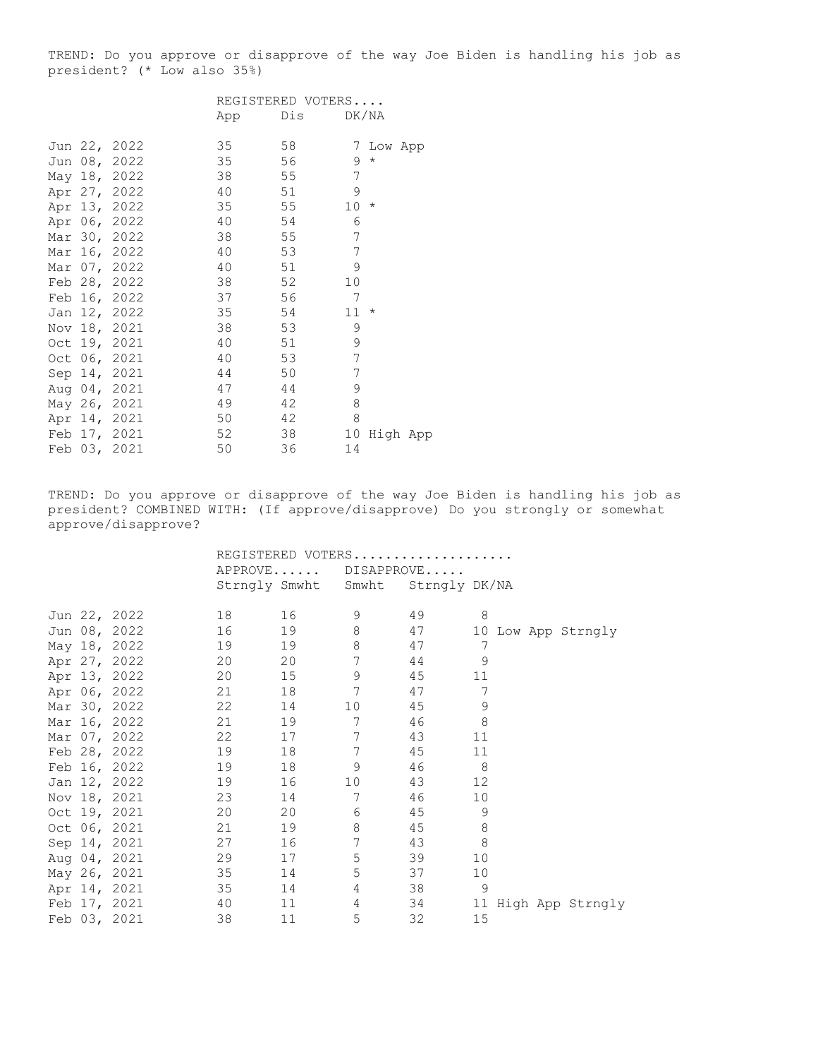TREND: Do you approve or disapprove of the way Joe Biden is handling his job as president? (* Low also 35%)

| | REGISTERED VOTERS.... | | | |
|---|---|---|---|---|
| | App | Dis | DK/NA | |
| Jun 22, 2022 | 35 | 58 | 7 | Low App |
| Jun 08, 2022 | 35 | 56 | 9 | * |
| May 18, 2022 | 38 | 55 | 7 | |
| Apr 27, 2022 | 40 | 51 | 9 | |
| Apr 13, 2022 | 35 | 55 | 10 | * |
| Apr 06, 2022 | 40 | 54 | 6 | |
| Mar 30, 2022 | 38 | 55 | 7 | |
| Mar 16, 2022 | 40 | 53 | 7 | |
| Mar 07, 2022 | 40 | 51 | 9 | |
| Feb 28, 2022 | 38 | 52 | 10 | |
| Feb 16, 2022 | 37 | 56 | 7 | |
| Jan 12, 2022 | 35 | 54 | 11 | * |
| Nov 18, 2021 | 38 | 53 | 9 | |
| Oct 19, 2021 | 40 | 51 | 9 | |
| Oct 06, 2021 | 40 | 53 | 7 | |
| Sep 14, 2021 | 44 | 50 | 7 | |
| Aug 04, 2021 | 47 | 44 | 9 | |
| May 26, 2021 | 49 | 42 | 8 | |
| Apr 14, 2021 | 50 | 42 | 8 | |
| Feb 17, 2021 | 52 | 38 | 10 | High App |
| Feb 03, 2021 | 50 | 36 | 14 | |

TREND: Do you approve or disapprove of the way Joe Biden is handling his job as president? COMBINED WITH: (If approve/disapprove) Do you strongly or somewhat approve/disapprove?

| | REGISTERED VOTERS.................... | | | | | |
|---|---|---|---|---|---|---|
| | APPROVE...... | | DISAPPROVE..... | | | |
| | Strngly | Smwht | Smwht | Strngly | DK/NA | |
| Jun 22, 2022 | 18 | 16 | 9 | 49 | 8 | |
| Jun 08, 2022 | 16 | 19 | 8 | 47 | 10 | Low App Strngly |
| May 18, 2022 | 19 | 19 | 8 | 47 | 7 | |
| Apr 27, 2022 | 20 | 20 | 7 | 44 | 9 | |
| Apr 13, 2022 | 20 | 15 | 9 | 45 | 11 | |
| Apr 06, 2022 | 21 | 18 | 7 | 47 | 7 | |
| Mar 30, 2022 | 22 | 14 | 10 | 45 | 9 | |
| Mar 16, 2022 | 21 | 19 | 7 | 46 | 8 | |
| Mar 07, 2022 | 22 | 17 | 7 | 43 | 11 | |
| Feb 28, 2022 | 19 | 18 | 7 | 45 | 11 | |
| Feb 16, 2022 | 19 | 18 | 9 | 46 | 8 | |
| Jan 12, 2022 | 19 | 16 | 10 | 43 | 12 | |
| Nov 18, 2021 | 23 | 14 | 7 | 46 | 10 | |
| Oct 19, 2021 | 20 | 20 | 6 | 45 | 9 | |
| Oct 06, 2021 | 21 | 19 | 8 | 45 | 8 | |
| Sep 14, 2021 | 27 | 16 | 7 | 43 | 8 | |
| Aug 04, 2021 | 29 | 17 | 5 | 39 | 10 | |
| May 26, 2021 | 35 | 14 | 5 | 37 | 10 | |
| Apr 14, 2021 | 35 | 14 | 4 | 38 | 9 | |
| Feb 17, 2021 | 40 | 11 | 4 | 34 | 11 | High App Strngly |
| Feb 03, 2021 | 38 | 11 | 5 | 32 | 15 | |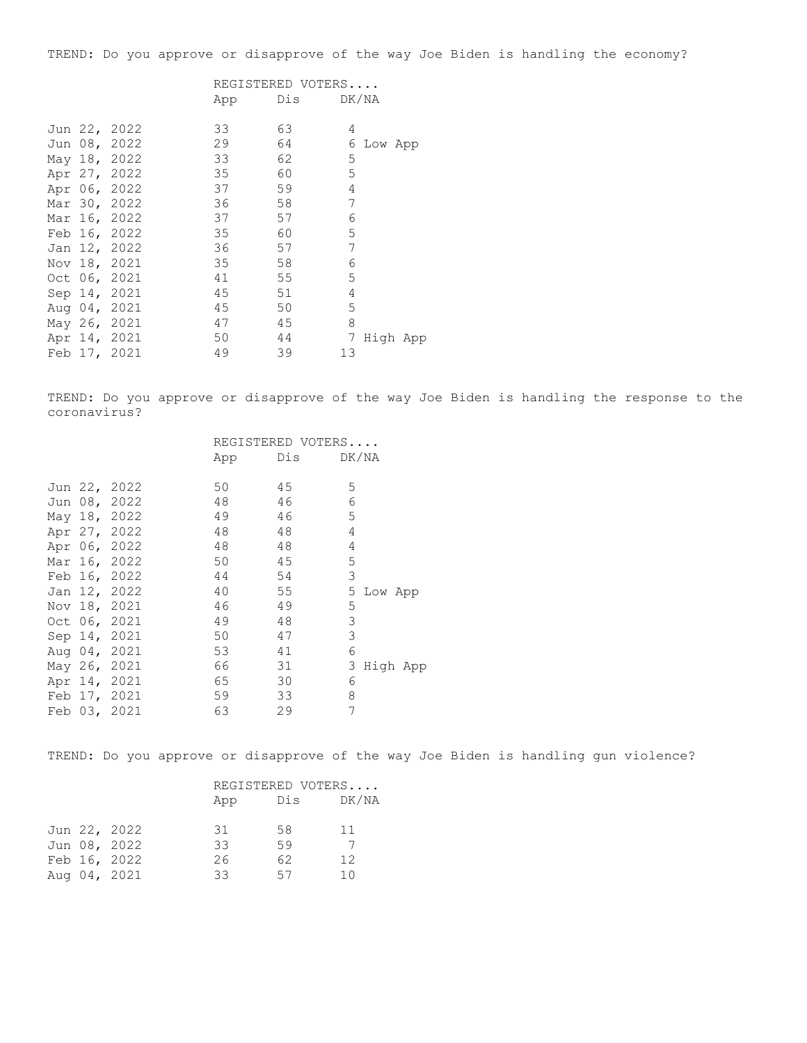TREND: Do you approve or disapprove of the way Joe Biden is handling the economy?

| | REGISTERED VOTERS.... | | | |
|---|---|---|---|---|
| | App | Dis | DK/NA | |
| Jun 22, 2022 | 33 | 63 | 4 | |
| Jun 08, 2022 | 29 | 64 | 6 | Low App |
| May 18, 2022 | 33 | 62 | 5 | |
| Apr 27, 2022 | 35 | 60 | 5 | |
| Apr 06, 2022 | 37 | 59 | 4 | |
| Mar 30, 2022 | 36 | 58 | 7 | |
| Mar 16, 2022 | 37 | 57 | 6 | |
| Feb 16, 2022 | 35 | 60 | 5 | |
| Jan 12, 2022 | 36 | 57 | 7 | |
| Nov 18, 2021 | 35 | 58 | 6 | |
| Oct 06, 2021 | 41 | 55 | 5 | |
| Sep 14, 2021 | 45 | 51 | 4 | |
| Aug 04, 2021 | 45 | 50 | 5 | |
| May 26, 2021 | 47 | 45 | 8 | |
| Apr 14, 2021 | 50 | 44 | 7 | High App |
| Feb 17, 2021 | 49 | 39 | 13 | |

TREND: Do you approve or disapprove of the way Joe Biden is handling the response to the coronavirus?

| | REGISTERED VOTERS.... | | | |
|---|---|---|---|---|
| | App | Dis | DK/NA | |
| Jun 22, 2022 | 50 | 45 | 5 | |
| Jun 08, 2022 | 48 | 46 | 6 | |
| May 18, 2022 | 49 | 46 | 5 | |
| Apr 27, 2022 | 48 | 48 | 4 | |
| Apr 06, 2022 | 48 | 48 | 4 | |
| Mar 16, 2022 | 50 | 45 | 5 | |
| Feb 16, 2022 | 44 | 54 | 3 | |
| Jan 12, 2022 | 40 | 55 | 5 | Low App |
| Nov 18, 2021 | 46 | 49 | 5 | |
| Oct 06, 2021 | 49 | 48 | 3 | |
| Sep 14, 2021 | 50 | 47 | 3 | |
| Aug 04, 2021 | 53 | 41 | 6 | |
| May 26, 2021 | 66 | 31 | 3 | High App |
| Apr 14, 2021 | 65 | 30 | 6 | |
| Feb 17, 2021 | 59 | 33 | 8 | |
| Feb 03, 2021 | 63 | 29 | 7 | |

TREND: Do you approve or disapprove of the way Joe Biden is handling gun violence?

| | REGISTERED VOTERS.... | | |
|---|---|---|---|
| | App | Dis | DK/NA |
| Jun 22, 2022 | 31 | 58 | 11 |
| Jun 08, 2022 | 33 | 59 | 7 |
| Feb 16, 2022 | 26 | 62 | 12 |
| Aug 04, 2021 | 33 | 57 | 10 |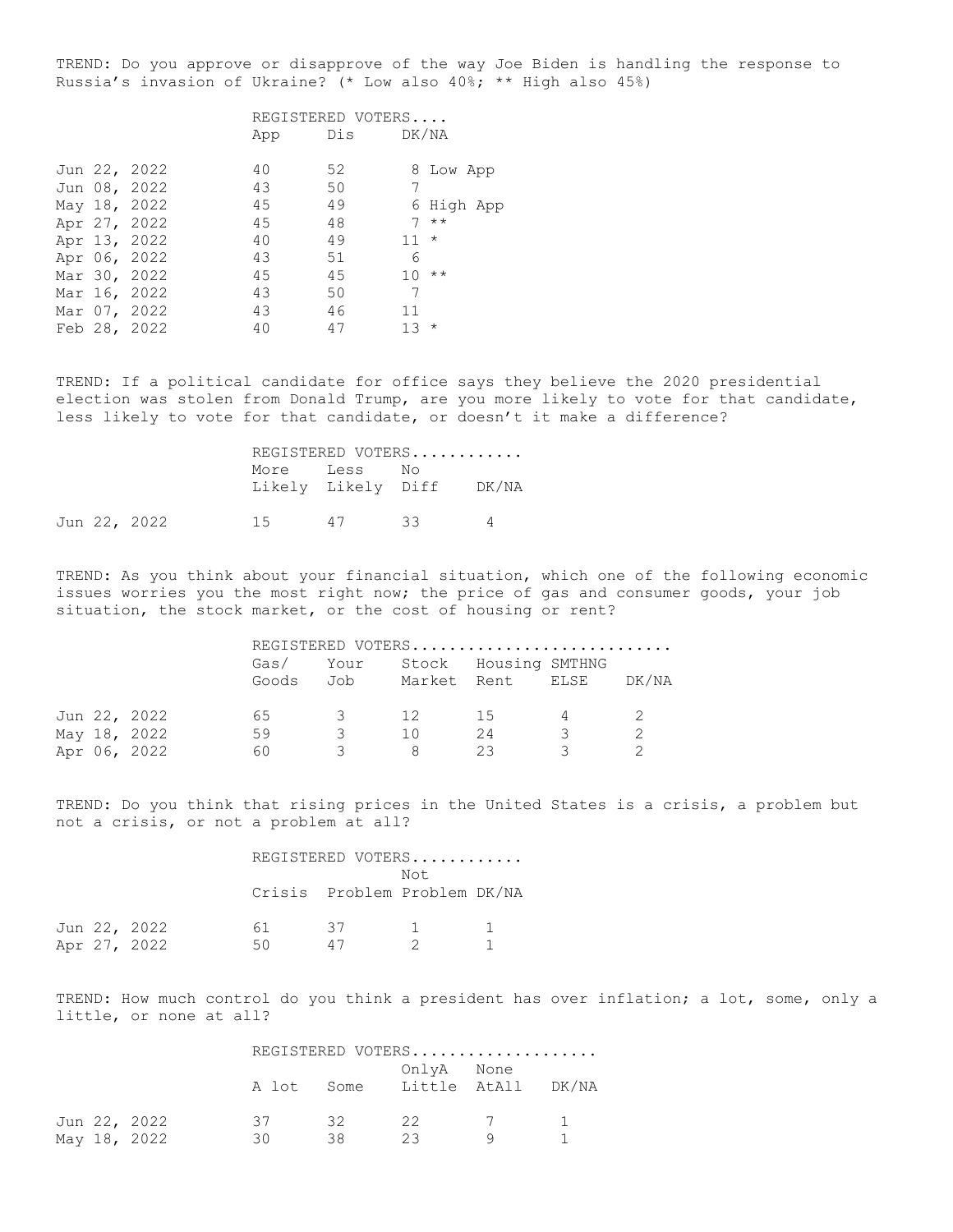TREND: Do you approve or disapprove of the way Joe Biden is handling the response to Russia's invasion of Ukraine? (* Low also 40%; ** High also 45%)

| | REGISTERED VOTERS.... | | | |
|---|---|---|---|---|
| | App | Dis | DK/NA | |
| Jun 22, 2022 | 40 | 52 | 8 | Low App |
| Jun 08, 2022 | 43 | 50 | 7 | |
| May 18, 2022 | 45 | 49 | 6 | High App |
| Apr 27, 2022 | 45 | 48 | 7 | ** |
| Apr 13, 2022 | 40 | 49 | 11 | * |
| Apr 06, 2022 | 43 | 51 | 6 | |
| Mar 30, 2022 | 45 | 45 | 10 | ** |
| Mar 16, 2022 | 43 | 50 | 7 | |
| Mar 07, 2022 | 43 | 46 | 11 | |
| Feb 28, 2022 | 40 | 47 | 13 | * |

TREND: If a political candidate for office says they believe the 2020 presidential election was stolen from Donald Trump, are you more likely to vote for that candidate, less likely to vote for that candidate, or doesn't it make a difference?

| | REGISTERED VOTERS............ | | | |
|---|---|---|---|---|
| | More Likely | Less Likely | No Diff | DK/NA |
| Jun 22, 2022 | 15 | 47 | 33 | 4 |

TREND: As you think about your financial situation, which one of the following economic issues worries you the most right now; the price of gas and consumer goods, your job situation, the stock market, or the cost of housing or rent?

| | REGISTERED VOTERS........................... | | | | | |
|---|---|---|---|---|---|---|
| | Gas/ Goods | Your Job | Stock Market | Housing Rent | SMTHNG ELSE | DK/NA |
| Jun 22, 2022 | 65 | 3 | 12 | 15 | 4 | 2 |
| May 18, 2022 | 59 | 3 | 10 | 24 | 3 | 2 |
| Apr 06, 2022 | 60 | 3 | 8 | 23 | 3 | 2 |

TREND: Do you think that rising prices in the United States is a crisis, a problem but not a crisis, or not a problem at all?

| | REGISTERED VOTERS............ | | | |
|---|---|---|---|---|
| | Crisis | Problem | Not Problem | DK/NA |
| Jun 22, 2022 | 61 | 37 | 1 | 1 |
| Apr 27, 2022 | 50 | 47 | 2 | 1 |

TREND: How much control do you think a president has over inflation; a lot, some, only a little, or none at all?

| | REGISTERED VOTERS................... | | | | |
|---|---|---|---|---|---|
| | A lot | Some | OnlyA Little | None AtAll | DK/NA |
| Jun 22, 2022 | 37 | 32 | 22 | 7 | 1 |
| May 18, 2022 | 30 | 38 | 23 | 9 | 1 |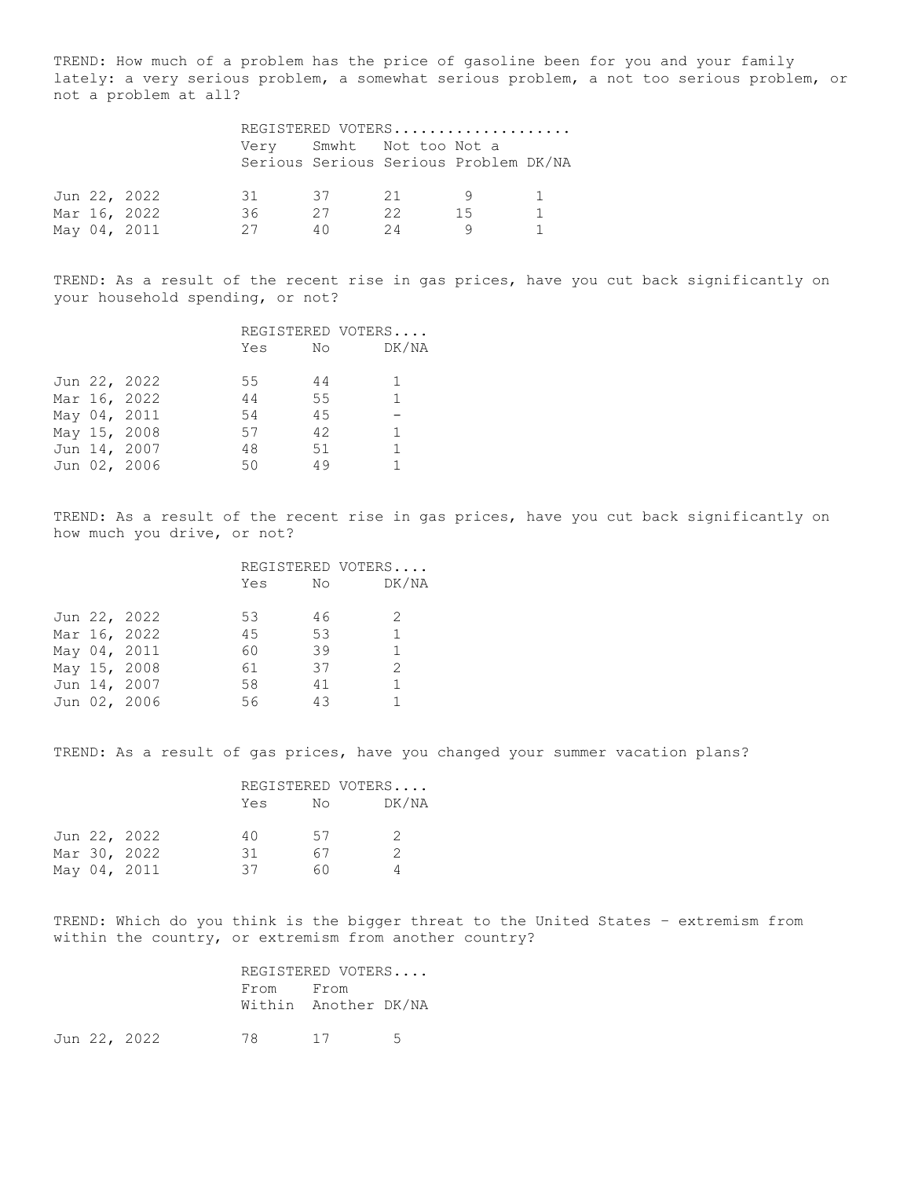TREND: How much of a problem has the price of gasoline been for you and your family lately: a very serious problem, a somewhat serious problem, a not too serious problem, or not a problem at all?

| | REGISTERED VOTERS | | | | |
|---|---|---|---|---|---|
| | Very Serious | Smwht Serious | Not too Serious | Not a Problem | DK/NA |
| Jun 22, 2022 | 31 | 37 | 21 | 9 | 1 |
| Mar 16, 2022 | 36 | 27 | 22 | 15 | 1 |
| May 04, 2011 | 27 | 40 | 24 | 9 | 1 |

TREND: As a result of the recent rise in gas prices, have you cut back significantly on your household spending, or not?

| | REGISTERED VOTERS | | |
|---|---|---|---|
| | Yes | No | DK/NA |
| Jun 22, 2022 | 55 | 44 | 1 |
| Mar 16, 2022 | 44 | 55 | 1 |
| May 04, 2011 | 54 | 45 | - |
| May 15, 2008 | 57 | 42 | 1 |
| Jun 14, 2007 | 48 | 51 | 1 |
| Jun 02, 2006 | 50 | 49 | 1 |

TREND: As a result of the recent rise in gas prices, have you cut back significantly on how much you drive, or not?

| | REGISTERED VOTERS | | |
|---|---|---|---|
| | Yes | No | DK/NA |
| Jun 22, 2022 | 53 | 46 | 2 |
| Mar 16, 2022 | 45 | 53 | 1 |
| May 04, 2011 | 60 | 39 | 1 |
| May 15, 2008 | 61 | 37 | 2 |
| Jun 14, 2007 | 58 | 41 | 1 |
| Jun 02, 2006 | 56 | 43 | 1 |

TREND: As a result of gas prices, have you changed your summer vacation plans?

| | REGISTERED VOTERS | | |
|---|---|---|---|
| | Yes | No | DK/NA |
| Jun 22, 2022 | 40 | 57 | 2 |
| Mar 30, 2022 | 31 | 67 | 2 |
| May 04, 2011 | 37 | 60 | 4 |

TREND: Which do you think is the bigger threat to the United States – extremism from within the country, or extremism from another country?

| | REGISTERED VOTERS | | |
|---|---|---|---|
| | From Within | From Another | DK/NA |
| Jun 22, 2022 | 78 | 17 | 5 |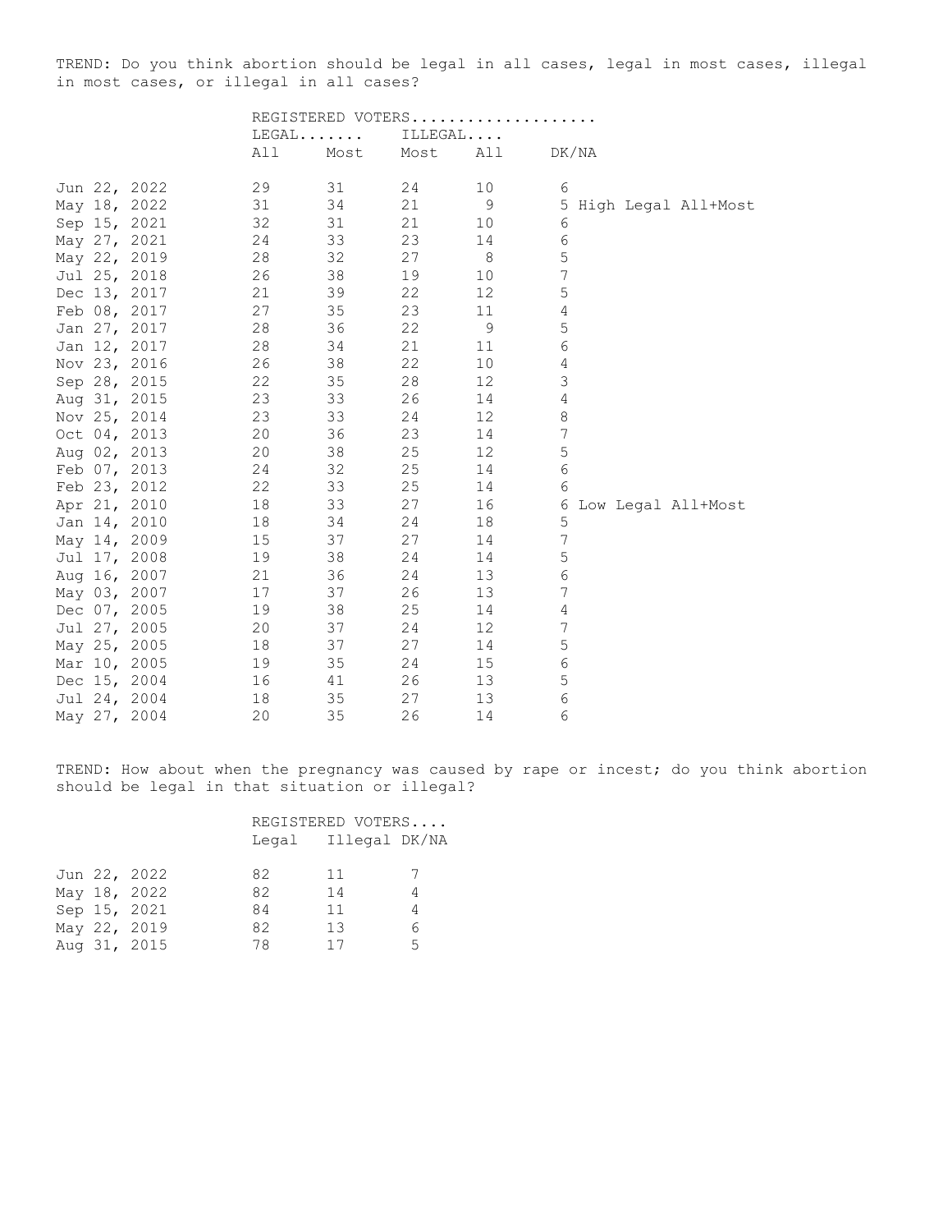TREND: Do you think abortion should be legal in all cases, legal in most cases, illegal in most cases, or illegal in all cases?

| | REGISTERED VOTERS | | | | | |
|---|---|---|---|---|---|---|
| | LEGAL | | ILLEGAL | | | |
| | All | Most | Most | All | DK/NA | |
| Jun 22, 2022 | 29 | 31 | 24 | 10 | 6 | |
| May 18, 2022 | 31 | 34 | 21 | 9 | 5 | High Legal All+Most |
| Sep 15, 2021 | 32 | 31 | 21 | 10 | 6 | |
| May 27, 2021 | 24 | 33 | 23 | 14 | 6 | |
| May 22, 2019 | 28 | 32 | 27 | 8 | 5 | |
| Jul 25, 2018 | 26 | 38 | 19 | 10 | 7 | |
| Dec 13, 2017 | 21 | 39 | 22 | 12 | 5 | |
| Feb 08, 2017 | 27 | 35 | 23 | 11 | 4 | |
| Jan 27, 2017 | 28 | 36 | 22 | 9 | 5 | |
| Jan 12, 2017 | 28 | 34 | 21 | 11 | 6 | |
| Nov 23, 2016 | 26 | 38 | 22 | 10 | 4 | |
| Sep 28, 2015 | 22 | 35 | 28 | 12 | 3 | |
| Aug 31, 2015 | 23 | 33 | 26 | 14 | 4 | |
| Nov 25, 2014 | 23 | 33 | 24 | 12 | 8 | |
| Oct 04, 2013 | 20 | 36 | 23 | 14 | 7 | |
| Aug 02, 2013 | 20 | 38 | 25 | 12 | 5 | |
| Feb 07, 2013 | 24 | 32 | 25 | 14 | 6 | |
| Feb 23, 2012 | 22 | 33 | 25 | 14 | 6 | |
| Apr 21, 2010 | 18 | 33 | 27 | 16 | 6 | Low Legal All+Most |
| Jan 14, 2010 | 18 | 34 | 24 | 18 | 5 | |
| May 14, 2009 | 15 | 37 | 27 | 14 | 7 | |
| Jul 17, 2008 | 19 | 38 | 24 | 14 | 5 | |
| Aug 16, 2007 | 21 | 36 | 24 | 13 | 6 | |
| May 03, 2007 | 17 | 37 | 26 | 13 | 7 | |
| Dec 07, 2005 | 19 | 38 | 25 | 14 | 4 | |
| Jul 27, 2005 | 20 | 37 | 24 | 12 | 7 | |
| May 25, 2005 | 18 | 37 | 27 | 14 | 5 | |
| Mar 10, 2005 | 19 | 35 | 24 | 15 | 6 | |
| Dec 15, 2004 | 16 | 41 | 26 | 13 | 5 | |
| Jul 24, 2004 | 18 | 35 | 27 | 13 | 6 | |
| May 27, 2004 | 20 | 35 | 26 | 14 | 6 | |

TREND: How about when the pregnancy was caused by rape or incest; do you think abortion should be legal in that situation or illegal?

| | REGISTERED VOTERS | | |
|---|---|---|---|
| | Legal | Illegal | DK/NA |
| Jun 22, 2022 | 82 | 11 | 7 |
| May 18, 2022 | 82 | 14 | 4 |
| Sep 15, 2021 | 84 | 11 | 4 |
| May 22, 2019 | 82 | 13 | 6 |
| Aug 31, 2015 | 78 | 17 | 5 |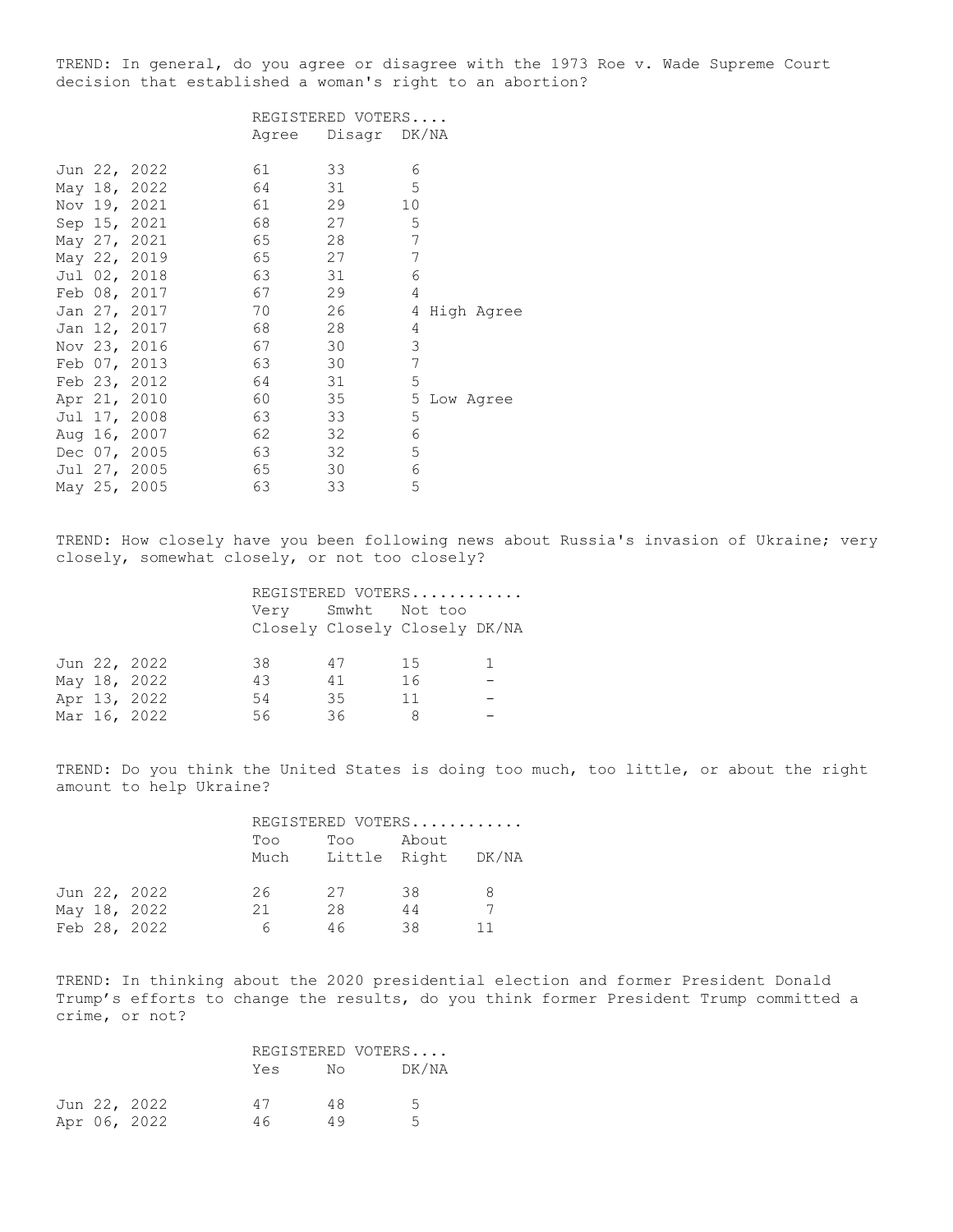TREND: In general, do you agree or disagree with the 1973 Roe v. Wade Supreme Court decision that established a woman's right to an abortion?

| | REGISTERED VOTERS.... | | | |
|---|---|---|---|---|
| | Agree | Disagr | DK/NA | |
| Jun 22, 2022 | 61 | 33 | 6 | |
| May 18, 2022 | 64 | 31 | 5 | |
| Nov 19, 2021 | 61 | 29 | 10 | |
| Sep 15, 2021 | 68 | 27 | 5 | |
| May 27, 2021 | 65 | 28 | 7 | |
| May 22, 2019 | 65 | 27 | 7 | |
| Jul 02, 2018 | 63 | 31 | 6 | |
| Feb 08, 2017 | 67 | 29 | 4 | |
| Jan 27, 2017 | 70 | 26 | 4 | High Agree |
| Jan 12, 2017 | 68 | 28 | 4 | |
| Nov 23, 2016 | 67 | 30 | 3 | |
| Feb 07, 2013 | 63 | 30 | 7 | |
| Feb 23, 2012 | 64 | 31 | 5 | |
| Apr 21, 2010 | 60 | 35 | 5 | Low Agree |
| Jul 17, 2008 | 63 | 33 | 5 | |
| Aug 16, 2007 | 62 | 32 | 6 | |
| Dec 07, 2005 | 63 | 32 | 5 | |
| Jul 27, 2005 | 65 | 30 | 6 | |
| May 25, 2005 | 63 | 33 | 5 | |

TREND: How closely have you been following news about Russia's invasion of Ukraine; very closely, somewhat closely, or not too closely?

| | REGISTERED VOTERS............ | | | |
|---|---|---|---|---|
| | Very Closely | Smwht Closely | Not too Closely | DK/NA |
| Jun 22, 2022 | 38 | 47 | 15 | 1 |
| May 18, 2022 | 43 | 41 | 16 | - |
| Apr 13, 2022 | 54 | 35 | 11 | - |
| Mar 16, 2022 | 56 | 36 | 8 | - |

TREND: Do you think the United States is doing too much, too little, or about the right amount to help Ukraine?

| | REGISTERED VOTERS............ | | | |
|---|---|---|---|---|
| | Too Much | Too Little | About Right | DK/NA |
| Jun 22, 2022 | 26 | 27 | 38 | 8 |
| May 18, 2022 | 21 | 28 | 44 | 7 |
| Feb 28, 2022 | 6 | 46 | 38 | 11 |

TREND: In thinking about the 2020 presidential election and former President Donald Trump's efforts to change the results, do you think former President Trump committed a crime, or not?

| | REGISTERED VOTERS.... | | |
|---|---|---|---|
| | Yes | No | DK/NA |
| Jun 22, 2022 | 47 | 48 | 5 |
| Apr 06, 2022 | 46 | 49 | 5 |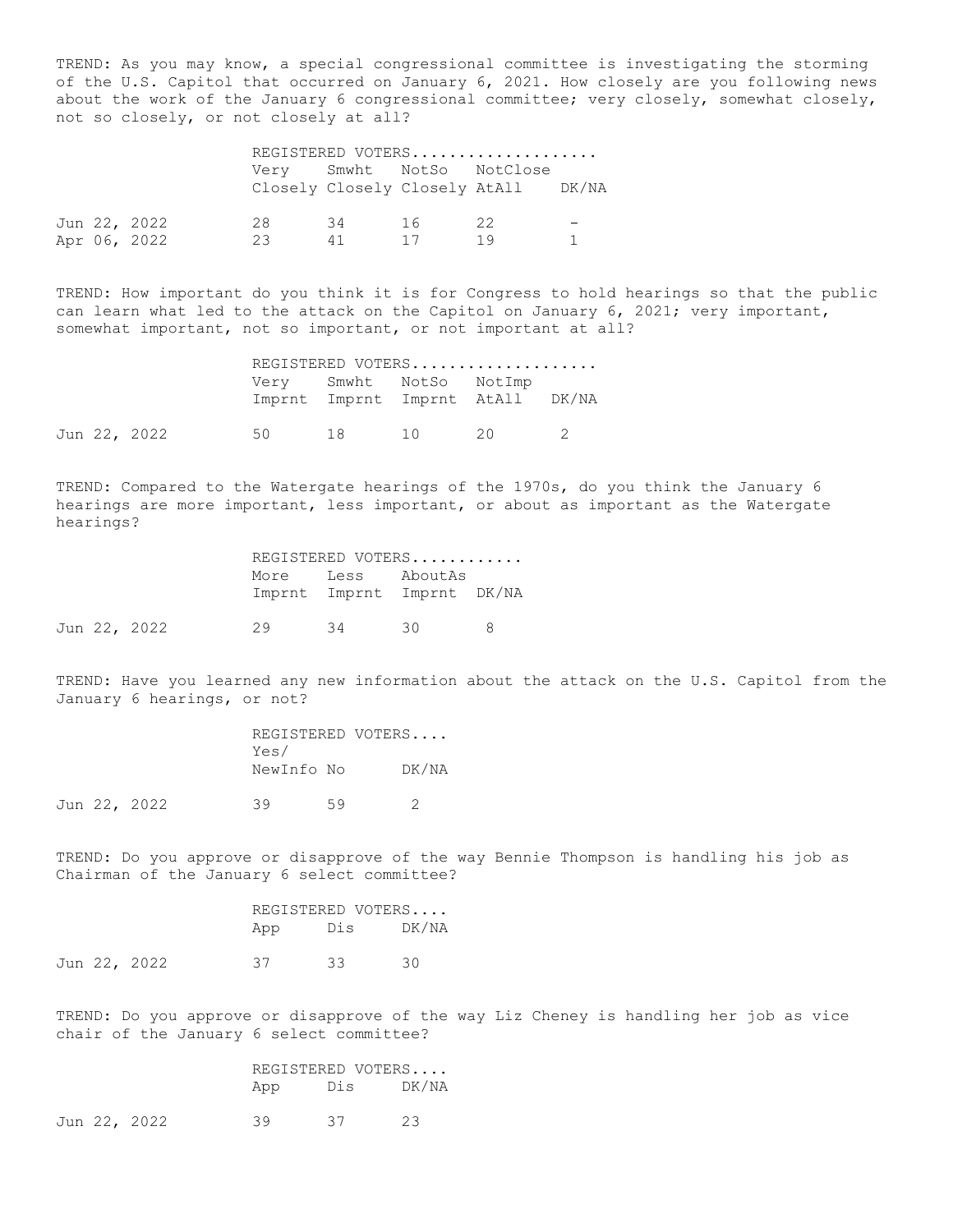TREND: As you may know, a special congressional committee is investigating the storming of the U.S. Capitol that occurred on January 6, 2021. How closely are you following news about the work of the January 6 congressional committee; very closely, somewhat closely, not so closely, or not closely at all?

| | REGISTERED VOTERS.................... | | | | |
|---|---|---|---|---|---|
| | Very Closely | Smwht Closely | NotSo Closely | NotClose AtAll | DK/NA |
| Jun 22, 2022 | 28 | 34 | 16 | 22 | - |
| Apr 06, 2022 | 23 | 41 | 17 | 19 | 1 |

TREND: How important do you think it is for Congress to hold hearings so that the public can learn what led to the attack on the Capitol on January 6, 2021; very important, somewhat important, not so important, or not important at all?

| | REGISTERED VOTERS.................... | | | | |
|---|---|---|---|---|---|
| | Very Imprnt | Smwht Imprnt | NotSo Imprnt | NotImp AtAll | DK/NA |
| Jun 22, 2022 | 50 | 18 | 10 | 20 | 2 |

TREND: Compared to the Watergate hearings of the 1970s, do you think the January 6 hearings are more important, less important, or about as important as the Watergate hearings?

| | REGISTERED VOTERS............ | | | |
|---|---|---|---|---|
| | More Imprnt | Less Imprnt | AboutAs Imprnt | DK/NA |
| Jun 22, 2022 | 29 | 34 | 30 | 8 |

TREND: Have you learned any new information about the attack on the U.S. Capitol from the January 6 hearings, or not?

| | REGISTERED VOTERS.... | | |
|---|---|---|---|
| | Yes/ NewInfo | No | DK/NA |
| Jun 22, 2022 | 39 | 59 | 2 |

TREND: Do you approve or disapprove of the way Bennie Thompson is handling his job as Chairman of the January 6 select committee?

| | REGISTERED VOTERS.... | | |
|---|---|---|---|
| | App | Dis | DK/NA |
| Jun 22, 2022 | 37 | 33 | 30 |

TREND: Do you approve or disapprove of the way Liz Cheney is handling her job as vice chair of the January 6 select committee?

| | REGISTERED VOTERS.... | | |
|---|---|---|---|
| | App | Dis | DK/NA |
| Jun 22, 2022 | 39 | 37 | 23 |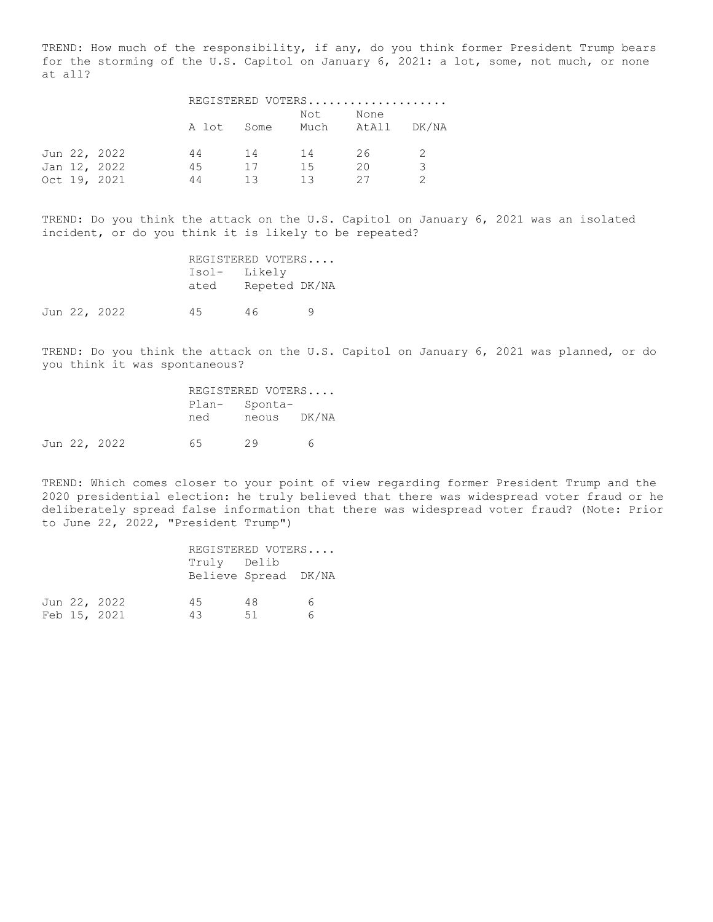TREND: How much of the responsibility, if any, do you think former President Trump bears for the storming of the U.S. Capitol on January 6, 2021: a lot, some, not much, or none at all?

| | REGISTERED VOTERS.................... | | | | |
|---|---|---|---|---|---|
| | A lot | Some | Not Much | None AtAll | DK/NA |
| Jun 22, 2022 | 44 | 14 | 14 | 26 | 2 |
| Jan 12, 2022 | 45 | 17 | 15 | 20 | 3 |
| Oct 19, 2021 | 44 | 13 | 13 | 27 | 2 |

TREND: Do you think the attack on the U.S. Capitol on January 6, 2021 was an isolated incident, or do you think it is likely to be repeated?

| | REGISTERED VOTERS.... | | |
|---|---|---|---|
| | Isol-ated | Likely Repeted | DK/NA |
| Jun 22, 2022 | 45 | 46 | 9 |

TREND: Do you think the attack on the U.S. Capitol on January 6, 2021 was planned, or do you think it was spontaneous?

| | REGISTERED VOTERS.... | | |
|---|---|---|---|
| | Plan-ned | Sponta-neous | DK/NA |
| Jun 22, 2022 | 65 | 29 | 6 |

TREND: Which comes closer to your point of view regarding former President Trump and the 2020 presidential election: he truly believed that there was widespread voter fraud or he deliberately spread false information that there was widespread voter fraud? (Note: Prior to June 22, 2022, "President Trump")

| | REGISTERED VOTERS.... | | |
|---|---|---|---|
| | Truly Believe | Delib Spread | DK/NA |
| Jun 22, 2022 | 45 | 48 | 6 |
| Feb 15, 2021 | 43 | 51 | 6 |